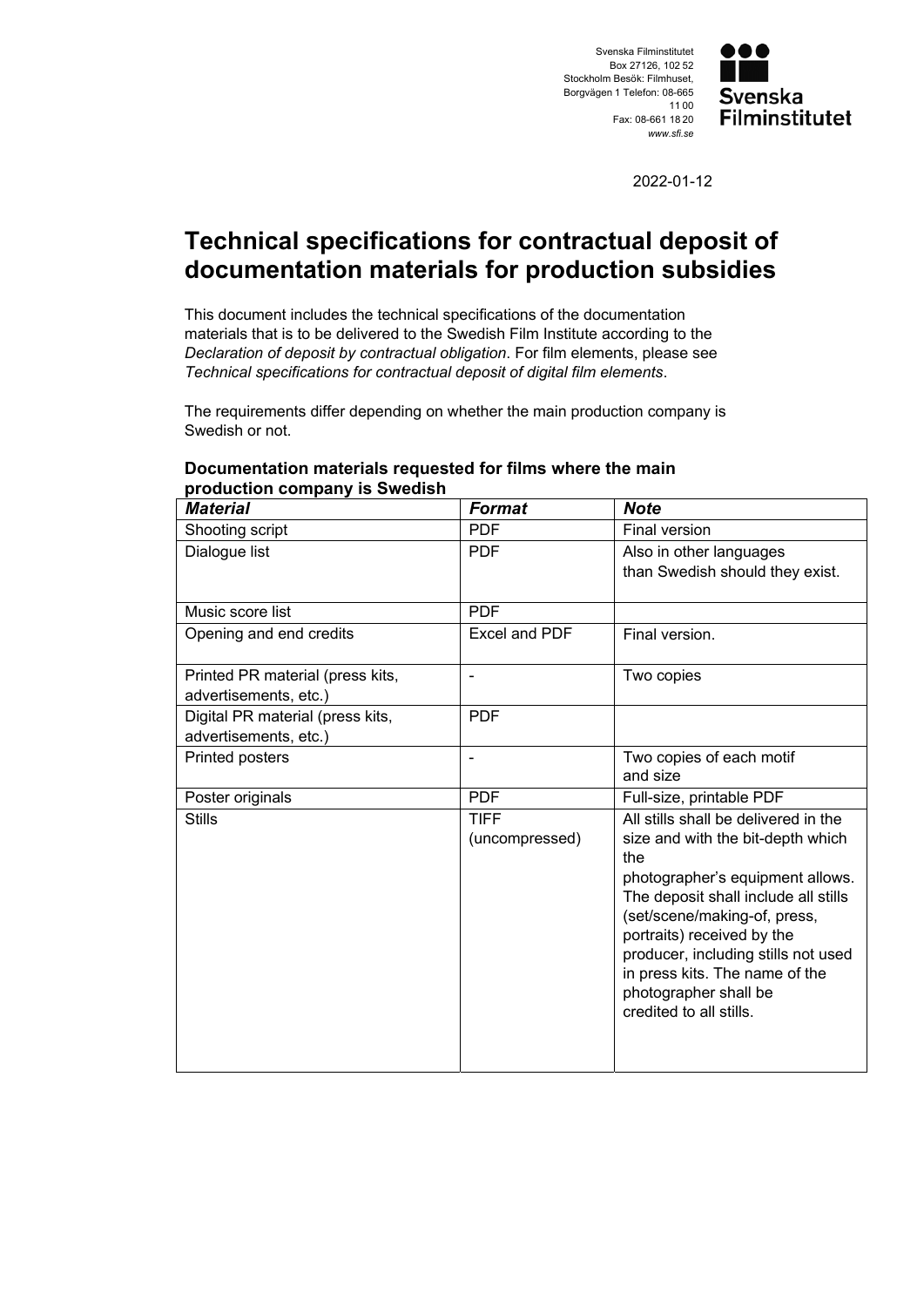Svenska Filminstitutet
Box 27126, 102 52
Stockholm Besök: Filmhuset,
Borgvägen 1 Telefon: 08-665 11 00
Fax: 08-661 18 20
*www.sfi.se*

**Svenska Filminstitutet**

2022-01-12

# Technical specifications for contractual deposit of documentation materials for production subsidies

This document includes the technical specifications of the documentation materials that is to be delivered to the Swedish Film Institute according to the *Declaration of deposit by contractual obligation*. For film elements, please see *Technical specifications for contractual deposit of digital film elements*.

The requirements differ depending on whether the main production company is Swedish or not.

### Documentation materials requested for films where the main production company is Swedish

| ***Material*** | ***Format*** | ***Note*** |
|---|---|---|
| Shooting script | PDF | Final version |
| Dialogue list | PDF | Also in other languages than Swedish should they exist. |
| Music score list | PDF | |
| Opening and end credits | Excel and PDF | Final version. |
| Printed PR material (press kits, advertisements, etc.) | - | Two copies |
| Digital PR material (press kits, advertisements, etc.) | PDF | |
| Printed posters | - | Two copies of each motif and size |
| Poster originals | PDF | Full-size, printable PDF |
| Stills | TIFF (uncompressed) | All stills shall be delivered in the size and with the bit-depth which the photographer's equipment allows. The deposit shall include all stills (set/scene/making-of, press, portraits) received by the producer, including stills not used in press kits. The name of the photographer shall be credited to all stills. |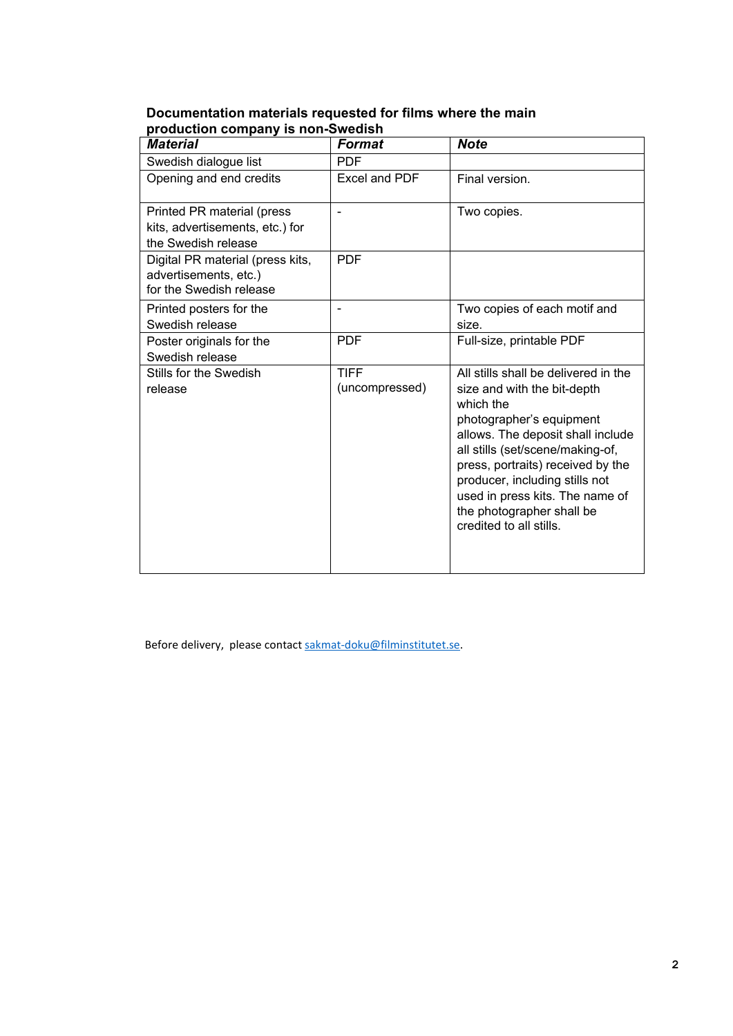**Documentation materials requested for films where the main production company is non-Swedish**

| *Material* | *Format* | *Note* |
|---|---|---|
| Swedish dialogue list | PDF | |
| Opening and end credits | Excel and PDF | Final version. |
| Printed PR material (press kits, advertisements, etc.) for the Swedish release | - | Two copies. |
| Digital PR material (press kits, advertisements, etc.) for the Swedish release | PDF | |
| Printed posters for the Swedish release | - | Two copies of each motif and size. |
| Poster originals for the Swedish release | PDF | Full-size, printable PDF |
| Stills for the Swedish release | TIFF (uncompressed) | All stills shall be delivered in the size and with the bit-depth which the photographer's equipment allows. The deposit shall include all stills (set/scene/making-of, press, portraits) received by the producer, including stills not used in press kits. The name of the photographer shall be credited to all stills. |

Before delivery, please contact [sakmat-doku@filminstitutet.se](mailto:sakmat-doku@filminstitutet.se).